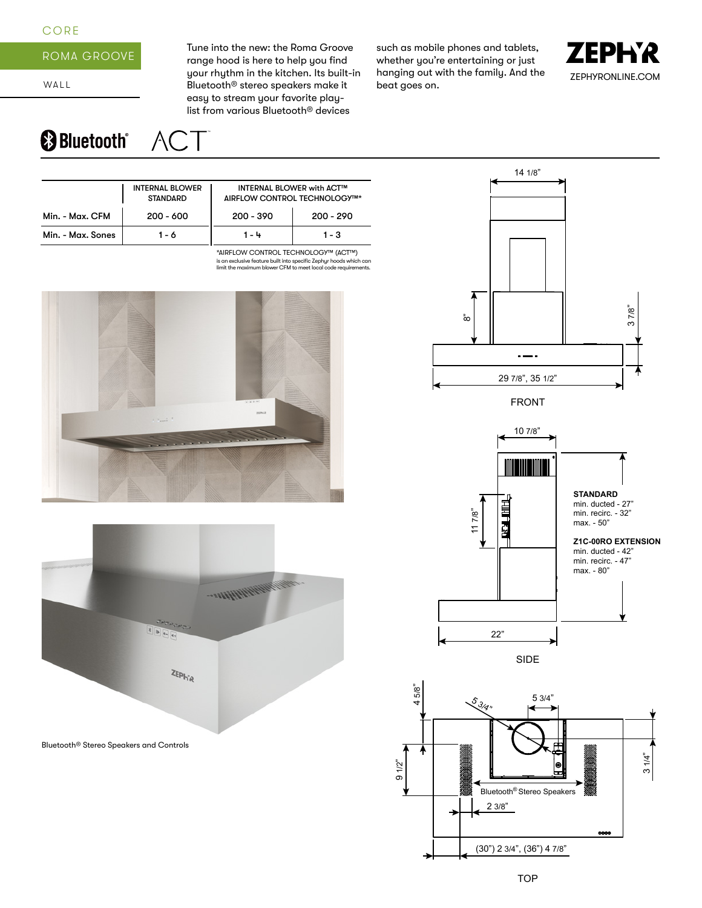CORE

## ROMA GROOVE

WALL

Tune into the new: the Roma Groove range hood is here to help you find your rhythm in the kitchen. Its built-in Bluetooth® stereo speakers make it easy to stream your favorite play-list from various Bluetooth® devices such as mobile phones and tablets, whether you're entertaining or just hanging out with the family. And the beat goes on.

ZEPHYR
ZEPHYRONLINE.COM

Bluetooth® ACT™

| | INTERNAL BLOWER STANDARD | INTERNAL BLOWER with ACT™ AIRFLOW CONTROL TECHNOLOGY™* | |
|---|---|---|---|
| Min. - Max. CFM | 200 - 600 | 200 - 390 | 200 - 290 |
| Min. - Max. Sones | 1 - 6 | 1 - 4 | 1 - 3 |

*AIRFLOW CONTROL TECHNOLOGY™ (ACT™) is an exclusive feature built into specific Zephyr hoods which can limit the maximum blower CFM to meet local code requirements.

Bluetooth® Stereo Speakers and Controls

FRONT: 14 1/8", 8", 3 7/8", 29 7/8", 35 1/2"

SIDE: 10 7/8", 11 7/8", 22"

**STANDARD**
min. ducted - 27"
min. recirc. - 32"
max. - 50"

**Z1C-00RO EXTENSION**
min. ducted - 42"
min. recirc. - 47"
max. - 80"

TOP: 5 3/4", 5 3/4", 4 5/8", 9 1/2", 3 1/4", 2 3/8", Bluetooth® Stereo Speakers, (30") 2 3/4", (36") 4 7/8"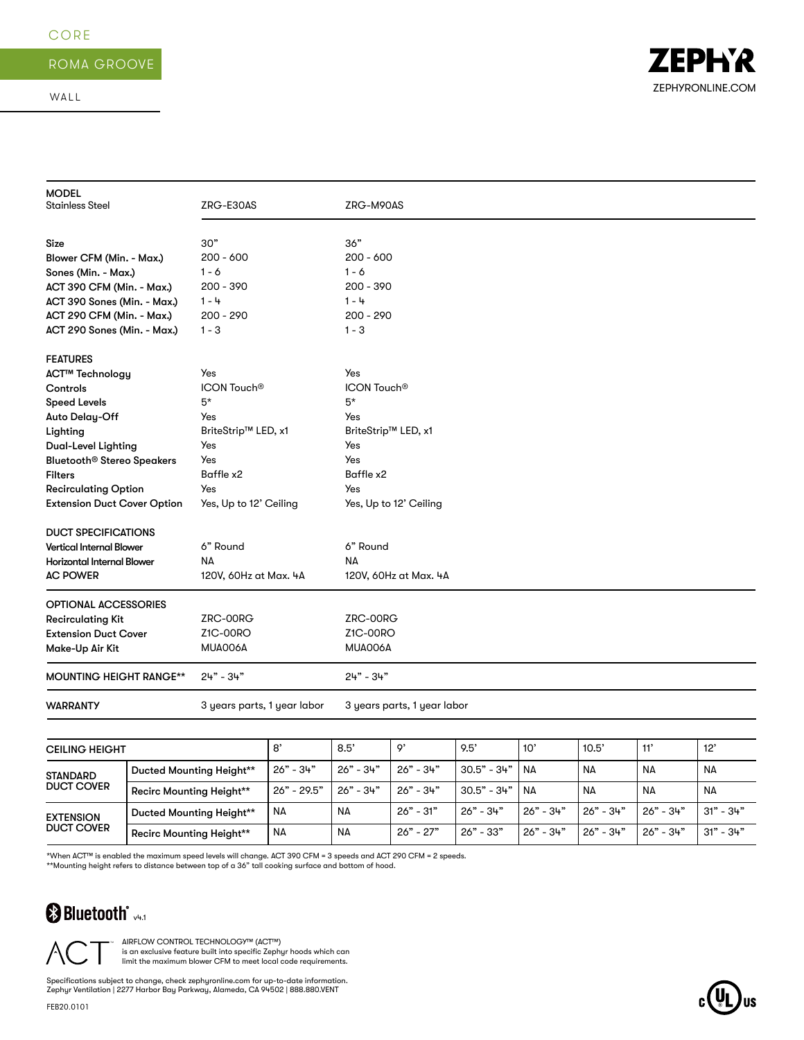CORE

ROMA GROOVE

WALL

ZEPHYR

ZEPHYRONLINE.COM

| MODEL | | |
|---|---|---|
| Stainless Steel | ZRG-E30AS | ZRG-M90AS |
| Size | 30" | 36" |
| Blower CFM (Min. - Max.) | 200 - 600 | 200 - 600 |
| Sones (Min. - Max.) | 1 - 6 | 1 - 6 |
| ACT 390 CFM (Min. - Max.) | 200 - 390 | 200 - 390 |
| ACT 390 Sones (Min. - Max.) | 1 - 4 | 1 - 4 |
| ACT 290 CFM (Min. - Max.) | 200 - 290 | 200 - 290 |
| ACT 290 Sones (Min. - Max.) | 1 - 3 | 1 - 3 |
| **FEATURES** | | |
| ACT™ Technology | Yes | Yes |
| Controls | ICON Touch® | ICON Touch® |
| Speed Levels | 5* | 5* |
| Auto Delay-Off | Yes | Yes |
| Lighting | BriteStrip™ LED, x1 | BriteStrip™ LED, x1 |
| Dual-Level Lighting | Yes | Yes |
| Bluetooth® Stereo Speakers | Yes | Yes |
| Filters | Baffle x2 | Baffle x2 |
| Recirculating Option | Yes | Yes |
| Extension Duct Cover Option | Yes, Up to 12' Ceiling | Yes, Up to 12' Ceiling |
| **DUCT SPECIFICATIONS** | | |
| Vertical Internal Blower | 6" Round | 6" Round |
| Horizontal Internal Blower | NA | NA |
| AC POWER | 120V, 60Hz at Max. 4A | 120V, 60Hz at Max. 4A |
| **OPTIONAL ACCESSORIES** | | |
| Recirculating Kit | ZRC-00RG | ZRC-00RG |
| Extension Duct Cover | Z1C-00RO | Z1C-00RO |
| Make-Up Air Kit | MUA006A | MUA006A |
| **MOUNTING HEIGHT RANGE**** | 24" - 34" | 24" - 34" |
| **WARRANTY** | 3 years parts, 1 year labor | 3 years parts, 1 year labor |

| CEILING HEIGHT | | 8' | 8.5' | 9' | 9.5' | 10' | 10.5' | 11' | 12' |
|---|---|---|---|---|---|---|---|---|---|
| STANDARD DUCT COVER | Ducted Mounting Height** | 26" - 34" | 26" - 34" | 26" - 34" | 30.5" - 34" | NA | NA | NA | NA |
| | Recirc Mounting Height** | 26" - 29.5" | 26" - 34" | 26" - 34" | 30.5" - 34" | NA | NA | NA | NA |
| EXTENSION DUCT COVER | Ducted Mounting Height** | NA | NA | 26" - 31" | 26" - 34" | 26" - 34" | 26" - 34" | 26" - 34" | 31" - 34" |
| | Recirc Mounting Height** | NA | NA | 26" - 27" | 26" - 33" | 26" - 34" | 26" - 34" | 26" - 34" | 31" - 34" |

*When ACT™ is enabled the maximum speed levels will change. ACT 390 CFM = 3 speeds and ACT 290 CFM = 2 speeds.
**Mounting height refers to distance between top of a 36" tall cooking surface and bottom of hood.

Bluetooth® v4.1

ACT™ AIRFLOW CONTROL TECHNOLOGY™ (ACT™) is an exclusive feature built into specific Zephyr hoods which can limit the maximum blower CFM to meet local code requirements.

Specifications subject to change, check zephyronline.com for up-to-date information.
Zephyr Ventilation | 2277 Harbor Bay Parkway, Alameda, CA 94502 | 888.880.VENT

FEB20.0101